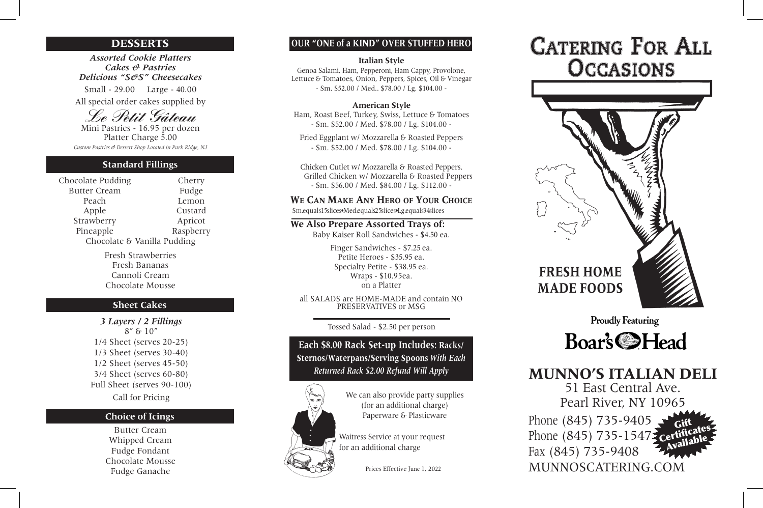## DESSERTS

***Assorted Cookie Platters***
***Cakes & Pastries***
***Delicious "S&S" Cheesecakes***

Small - 29.00 Large - 40.00

All special order cakes supplied by

*Le Petit Gâteau*

Mini Pastries - 16.95 per dozen
Platter Charge 5.00

*Custom Pastries & Dessert Shop Located in Park Ridge, NJ*

### Standard Fillings

| | |
|---|---|
| Chocolate Pudding | Cherry |
| Butter Cream | Fudge |
| Peach | Lemon |
| Apple | Custard |
| Strawberry | Apricot |
| Pineapple | Raspberry |

Chocolate & Vanilla Pudding

Fresh Strawberries
Fresh Bananas
Cannoli Cream
Chocolate Mousse

### Sheet Cakes

***3 Layers / 2 Fillings***

8" & 10"
1/4 Sheet (serves 20-25)
1/3 Sheet (serves 30-40)
1/2 Sheet (serves 45-50)
3/4 Sheet (serves 60-80)
Full Sheet (serves 90-100)

Call for Pricing

### Choice of Icings

Butter Cream
Whipped Cream
Fudge Fondant
Chocolate Mousse
Fudge Ganache

## OUR "ONE of a KIND" OVER STUFFED HERO

**Italian Style**

Genoa Salami, Ham, Pepperoni, Ham Cappy, Provolone, Lettuce & Tomatoes, Onion, Peppers, Spices, Oil & Vinegar
- Sm. $52.00 / Med.. $78.00 / Lg. $104.00 -

**American Style**

Ham, Roast Beef, Turkey, Swiss, Lettuce & Tomatoes
- Sm. $52.00 / Med. $78.00 / Lg. $104.00 -

Fried Eggplant w/ Mozzarella & Roasted Peppers
- Sm. $52.00 / Med. $78.00 / Lg. $104.00 -

Chicken Cutlet w/ Mozzarella & Roasted Peppers.
Grilled Chicken w/ Mozzarella & Roasted Peppers
- Sm. $56.00 / Med. $84.00 / Lg. $112.00 -

**WE CAN MAKE ANY HERO OF YOUR CHOICE**

Sm.equals15slices•Med.equals25slices•Lg.equals34slices

**We Also Prepare Assorted Trays of:**

Baby Kaiser Roll Sandwiches - $4.50 ea.

Finger Sandwiches - $7.25 ea.
Petite Heroes - $35.95 ea.
Specialty Petite - $38.95 ea.
Wraps - $10.95ea.
on a Platter

all SALADS are HOME-MADE and contain NO PRESERVATIVES or MSG

Tossed Salad - $2.50 per person

**Each $8.00 Rack Set-up Includes: Racks/ Sternos/Waterpans/Serving Spoons** ***With Each Returned Rack $2.00 Refund Will Apply***

We can also provide party supplies (for an additional charge) Paperware & Plasticware

Waitress Service at your request for an additional charge

Prices Effective June 1, 2022

# CATERING FOR ALL OCCASIONS

**FRESH HOME MADE FOODS**

Proudly Featuring
Boar's Head

## MUNNO'S ITALIAN DELI

51 East Central Ave.
Pearl River, NY 10965

Phone (845) 735-9405
Phone (845) 735-1547
Fax (845) 735-9408
MUNNOSCATERING.COM

Gift Certificates Available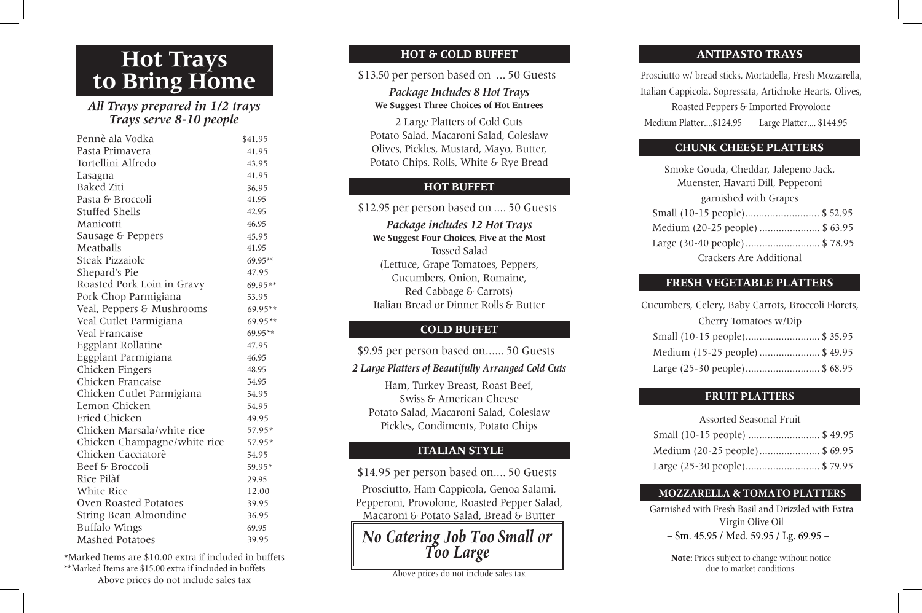# Hot Trays to Bring Home

***All Trays prepared in 1/2 trays***
***Trays serve 8-10 people***

| | |
|---|---|
| Pennè ala Vodka | $41.95 |
| Pasta Primavera | 41.95 |
| Tortellini Alfredo | 43.95 |
| Lasagna | 41.95 |
| Baked Ziti | 36.95 |
| Pasta & Broccoli | 41.95 |
| Stuffed Shells | 42.95 |
| Manicotti | 46.95 |
| Sausage & Peppers | 45.95 |
| Meatballs | 41.95 |
| Steak Pizzaiole | 69.95** |
| Shepard's Pie | 47.95 |
| Roasted Pork Loin in Gravy | 69.95** |
| Pork Chop Parmigiana | 53.95 |
| Veal, Peppers & Mushrooms | 69.95** |
| Veal Cutlet Parmigiana | 69.95** |
| Veal Francaise | 69.95** |
| Eggplant Rollatine | 47.95 |
| Eggplant Parmigiana | 46.95 |
| Chicken Fingers | 48.95 |
| Chicken Francaise | 54.95 |
| Chicken Cutlet Parmigiana | 54.95 |
| Lemon Chicken | 54.95 |
| Fried Chicken | 49.95 |
| Chicken Marsala/white rice | 57.95* |
| Chicken Champagne/white rice | 57.95* |
| Chicken Cacciatorè | 54.95 |
| Beef & Broccoli | 59.95* |
| Rice Pilàf | 29.95 |
| White Rice | 12.00 |
| Oven Roasted Potatoes | 39.95 |
| String Bean Almondine | 36.95 |
| Buffalo Wings | 69.95 |
| Mashed Potatoes | 39.95 |

*Marked Items are $10.00 extra if included in buffets
**Marked Items are $15.00 extra if included in buffets
Above prices do not include sales tax

## HOT & COLD BUFFET

$13.50 per person based on ... 50 Guests

***Package Includes 8 Hot Trays***
**We Suggest Three Choices of Hot Entrees**

2 Large Platters of Cold Cuts
Potato Salad, Macaroni Salad, Coleslaw
Olives, Pickles, Mustard, Mayo, Butter,
Potato Chips, Rolls, White & Rye Bread

## HOT BUFFET

$12.95 per person based on .... 50 Guests

***Package includes 12 Hot Trays***
**We Suggest Four Choices, Five at the Most**

Tossed Salad
(Lettuce, Grape Tomatoes, Peppers, Cucumbers, Onion, Romaine, Red Cabbage & Carrots)
Italian Bread or Dinner Rolls & Butter

## COLD BUFFET

$9.95 per person based on...... 50 Guests

***2 Large Platters of Beautifully Arranged Cold Cuts***

Ham, Turkey Breast, Roast Beef,
Swiss & American Cheese
Potato Salad, Macaroni Salad, Coleslaw
Pickles, Condiments, Potato Chips

## ITALIAN STYLE

$14.95 per person based on.... 50 Guests

Prosciutto, Ham Cappicola, Genoa Salami,
Pepperoni, Provolone, Roasted Pepper Salad,
Macaroni & Potato Salad, Bread & Butter

***No Catering Job Too Small or Too Large***

Above prices do not include sales tax

## ANTIPASTO TRAYS

Prosciutto w/ bread sticks, Mortadella, Fresh Mozzarella, Italian Cappicola, Sopressata, Artichoke Hearts, Olives, Roasted Peppers & Imported Provolone

Medium Platter....$124.95 Large Platter.... $144.95

## CHUNK CHEESE PLATTERS

Smoke Gouda, Cheddar, Jalepeno Jack,
Muenster, Havarti Dill, Pepperoni
garnished with Grapes

Small (10-15 people)........................... $ 52.95
Medium (20-25 people) ...................... $ 63.95
Large (30-40 people)........................... $ 78.95
Crackers Are Additional

## FRESH VEGETABLE PLATTERS

Cucumbers, Celery, Baby Carrots, Broccoli Florets,
Cherry Tomatoes w/Dip

Small (10-15 people)........................... $ 35.95
Medium (15-25 people)...................... $ 49.95
Large (25-30 people)........................... $ 68.95

## FRUIT PLATTERS

Assorted Seasonal Fruit

Small (10-15 people) .......................... $ 49.95
Medium (20-25 people)...................... $ 69.95
Large (25-30 people)........................... $ 79.95

## MOZZARELLA & TOMATO PLATTERS

Garnished with Fresh Basil and Drizzled with Extra Virgin Olive Oil

– Sm. 45.95 / Med. 59.95 / Lg. 69.95 –

**Note:** Prices subject to change without notice due to market conditions.